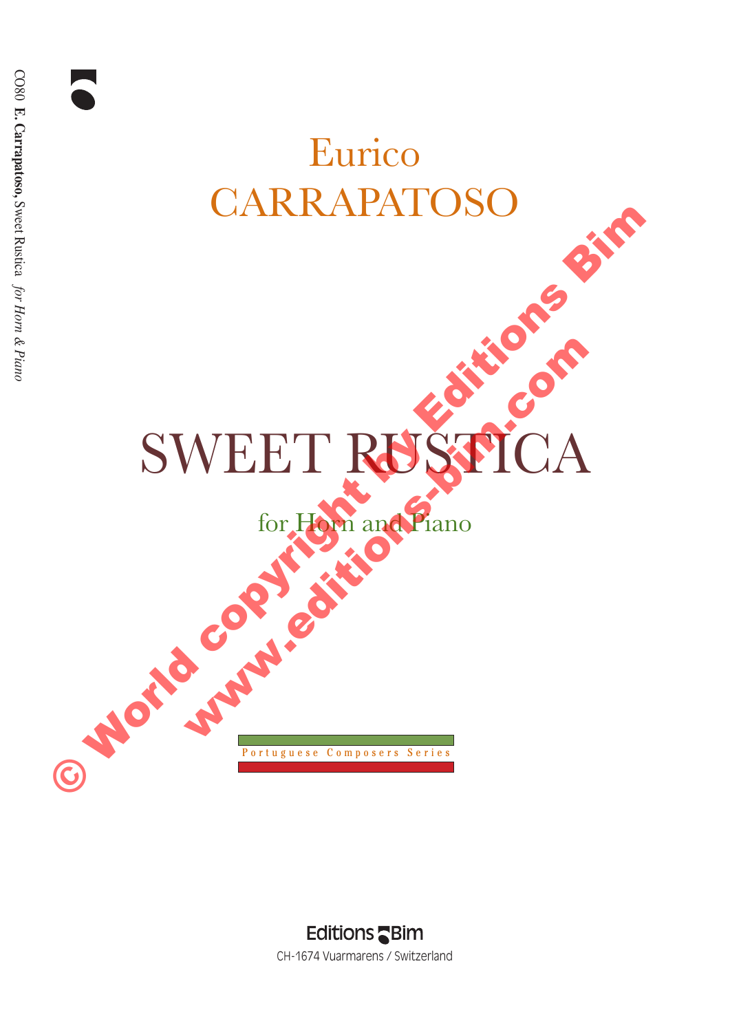CO80 **E. Carrapatoso,** Sweet Rustica *for Horn & Piano*

Eurico
CARRAPATOSO

# SWEET RUSTICA

for Horn and Piano

© World copyright by Editions Bim
www.editions-bim.com

Portuguese Composers Series

Editions Bim
CH-1674 Vuarmarens / Switzerland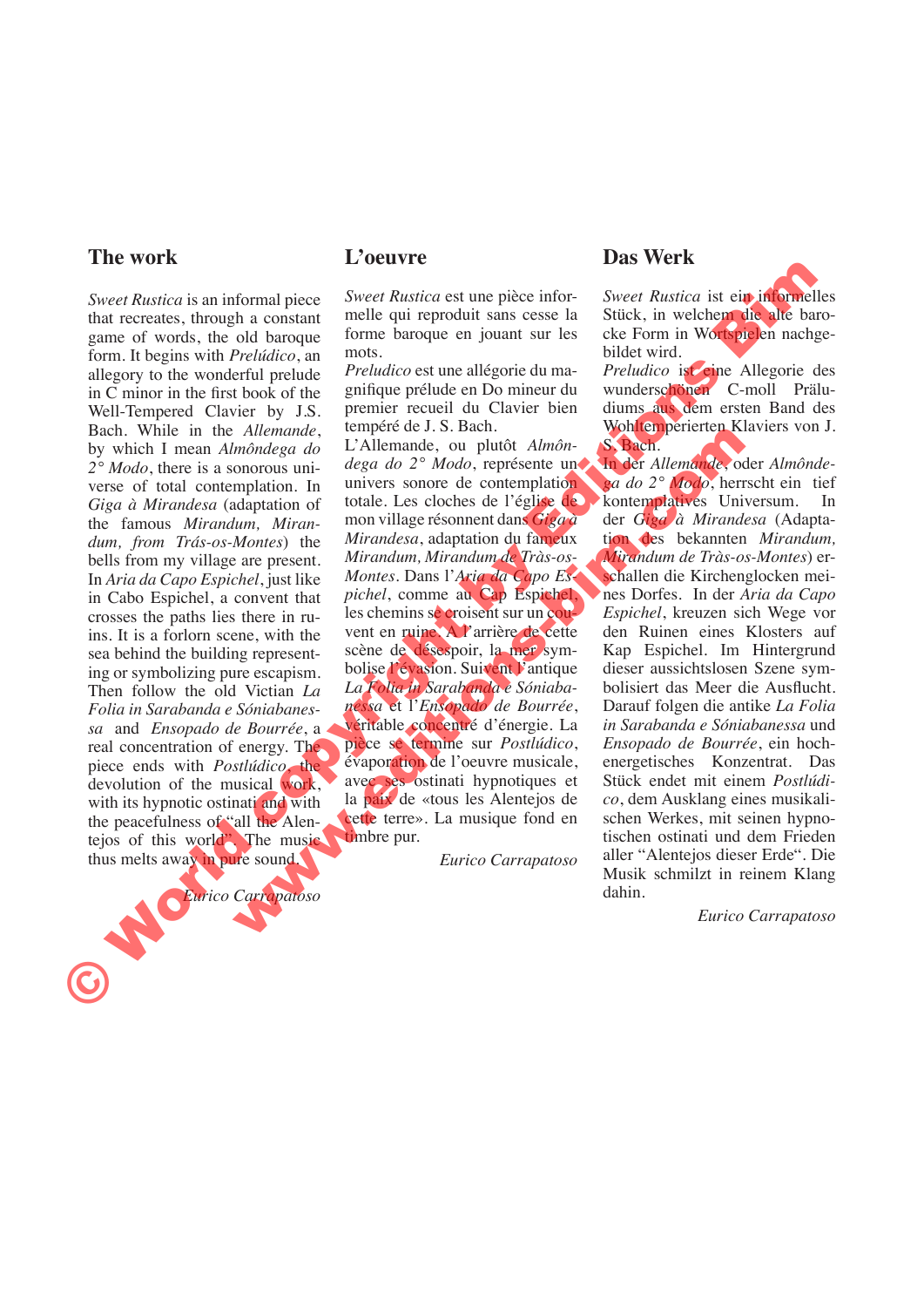## The work

*Sweet Rustica* is an informal piece that recreates, through a constant game of words, the old baroque form. It begins with *Prelúdico*, an allegory to the wonderful prelude in C minor in the first book of the Well-Tempered Clavier by J.S. Bach. While in the *Allemande*, by which I mean *Almôndega do 2° Modo*, there is a sonorous universe of total contemplation. In *Giga à Mirandesa* (adaptation of the famous *Mirandum, Mirandum, from Trás-os-Montes*) the bells from my village are present. In *Aria da Capo Espichel*, just like in Cabo Espichel, a convent that crosses the paths lies there in ruins. It is a forlorn scene, with the sea behind the building representing or symbolizing pure escapism. Then follow the old Victian *La Folia in Sarabanda e Sóniabanessa* and *Ensopado de Bourrée*, a real concentration of energy. The piece ends with *Postlúdico*, the devolution of the musical work, with its hypnotic ostinati and with the peacefulness of "all the Alentejos of this world". The music thus melts away in pure sound.

*Eurico Carrapatoso*

## L'oeuvre

*Sweet Rustica* est une pièce informelle qui reproduit sans cesse la forme baroque en jouant sur les mots.
*Preludico* est une allégorie du magnifique prélude en Do mineur du premier recueil du Clavier bien tempéré de J. S. Bach.
L'Allemande, ou plutôt *Almôndega do 2° Modo*, représente un univers sonore de contemplation totale. Les cloches de l'église de mon village résonnent dans *Giga à Mirandesa*, adaptation du fameux *Mirandum, Mirandum de Tràs-os-Montes*. Dans l'*Aria da Capo Espichel*, comme au Cap Espichel, les chemins se croisent sur un couvent en ruine. A l'arrière de cette scène de désespoir, la mer symbolise l'évasion. Suivent l'antique *La Folia in Sarabanda e Sóniabanessa* et l'*Ensopado de Bourrée*, véritable concentré d'énergie. La pièce se termine sur *Postlúdico*, évaporation de l'oeuvre musicale, avec ses ostinati hypnotiques et la paix de «tous les Alentejos de cette terre». La musique fond en timbre pur.

*Eurico Carrapatoso*

## Das Werk

*Sweet Rustica* ist ein informelles Stück, in welchem die alte barocke Form in Wortspielen nachgebildet wird.
*Preludico* ist eine Allegorie des wunderschönen C-moll Präludiums aus dem ersten Band des Wohltemperierten Klaviers von J. S. Bach.
In der *Allemande*, oder *Almôndega do 2° Modo*, herrscht ein tief kontemplatives Universum. In der *Giga à Mirandesa* (Adaptation des bekannten *Mirandum, Mirandum de Tràs-os-Montes*) erschallen die Kirchenglocken meines Dorfes. In der *Aria da Capo Espichel*, kreuzen sich Wege vor den Ruinen eines Klosters auf Kap Espichel. Im Hintergrund dieser aussichtslosen Szene symbolisiert das Meer die Ausflucht. Darauf folgen die antike *La Folia in Sarabanda e Sóniabanessa* und *Ensopado de Bourrée*, ein hochenergetisches Konzentrat. Das Stück endet mit einem *Postlúdico*, dem Ausklang eines musikalischen Werkes, mit seinen hypnotischen ostinati und dem Frieden aller "Alentejos dieser Erde". Die Musik schmilzt in reinem Klang dahin.

*Eurico Carrapatoso*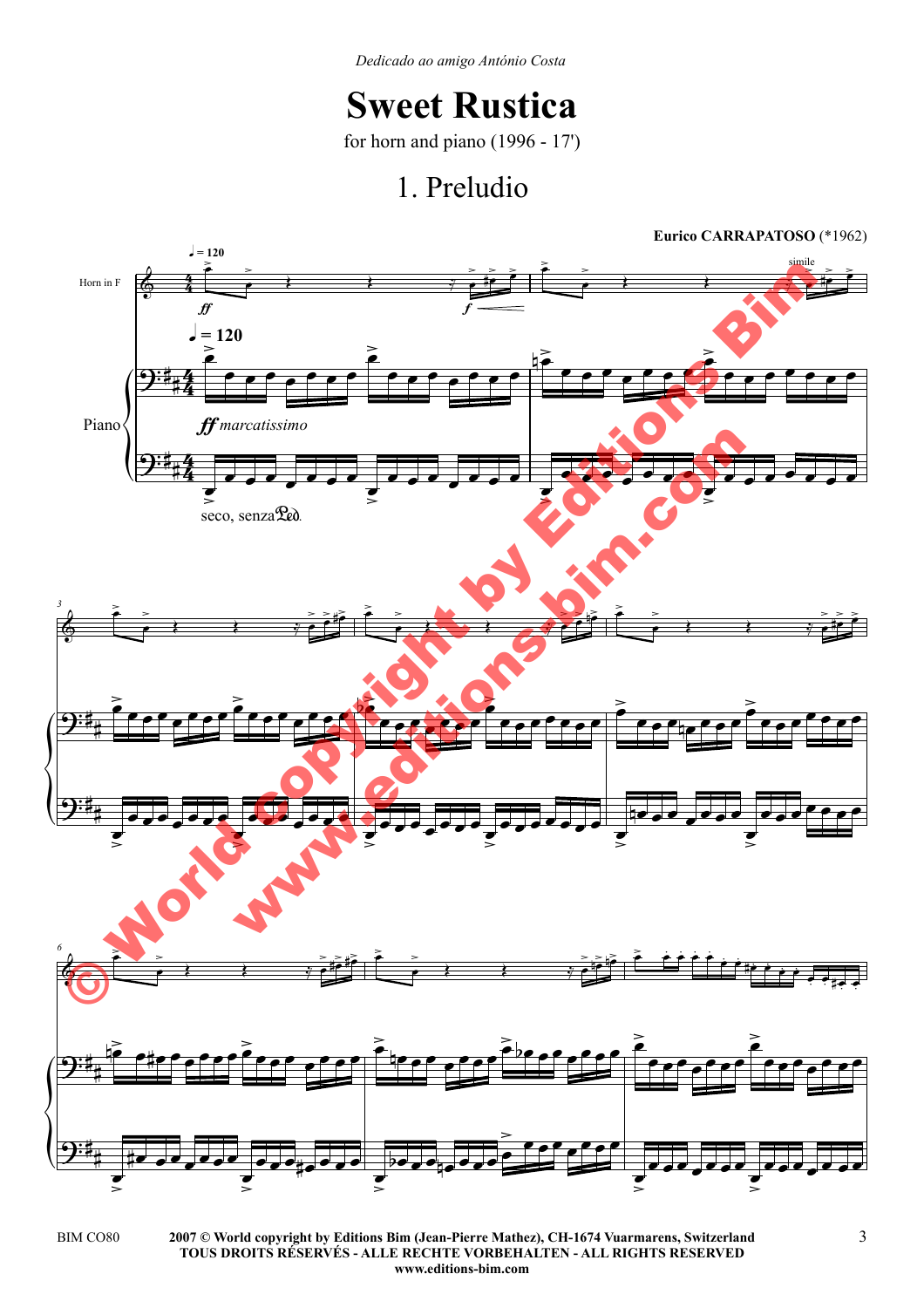*Dedicado ao amigo António Costa*

# Sweet Rustica

for horn and piano (1996 - 17')

## 1. Preludio

**Eurico CARRAPATOSO** (*1962)

BIM CO80

2007 © World copyright by Editions Bim (Jean-Pierre Mathez), CH-1674 Vuarmarens, Switzerland
TOUS DROITS RÉSERVÉS - ALLE RECHTE VORBEHALTEN - ALL RIGHTS RESERVED
www.editions-bim.com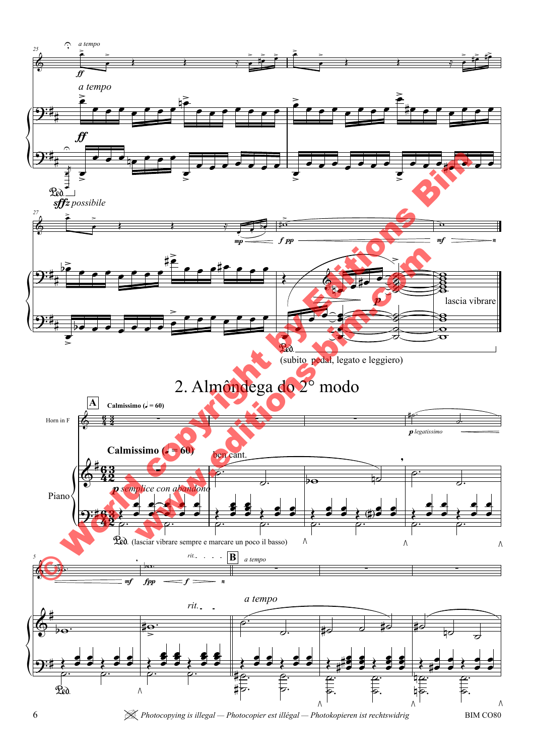## 2. Almôndega do 2° modo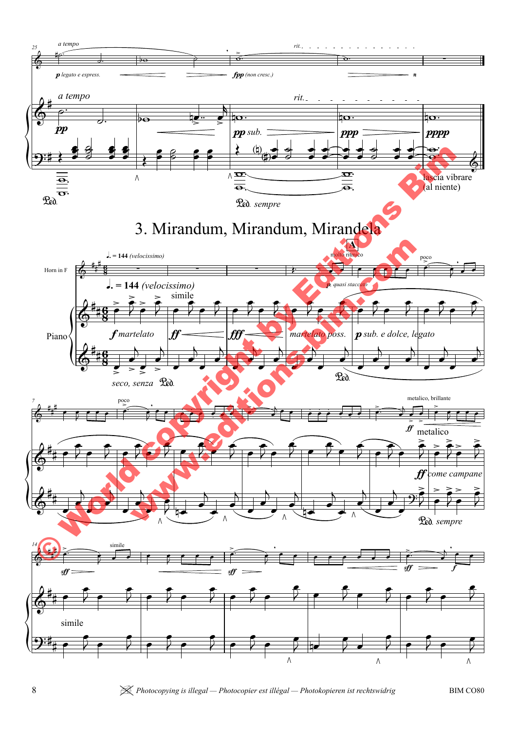# 3. Mirandum, Mirandum, Mirandela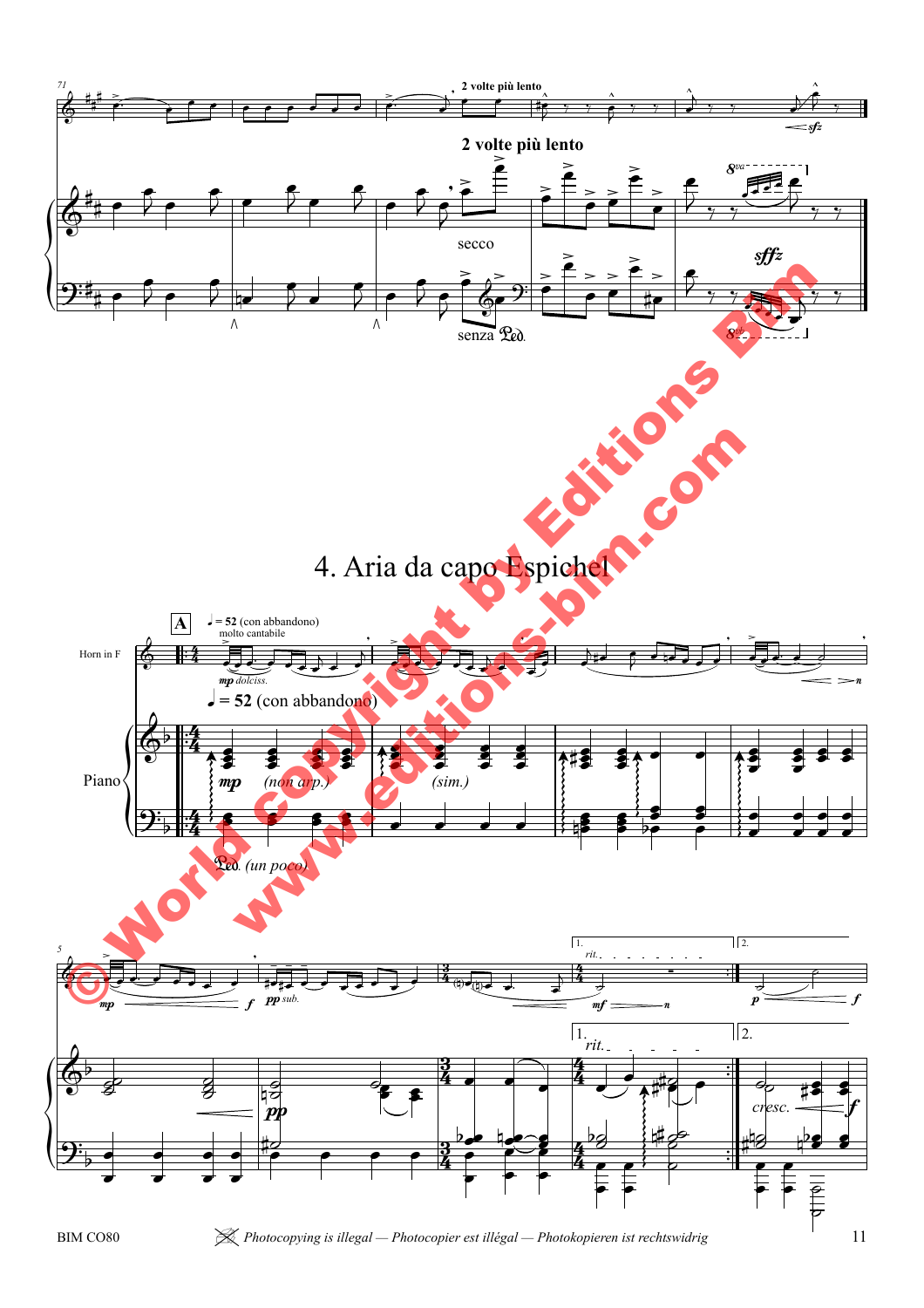# 4. Aria da capo Espichel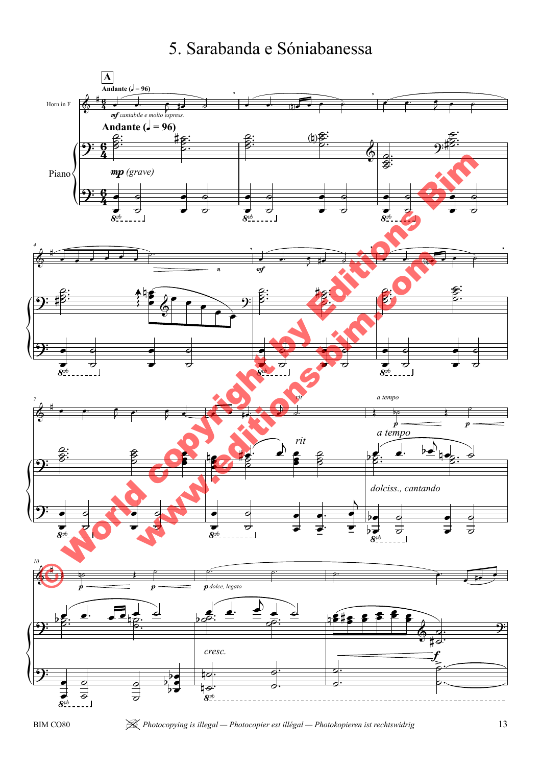# 5. Sarabanda e Sóniabanessa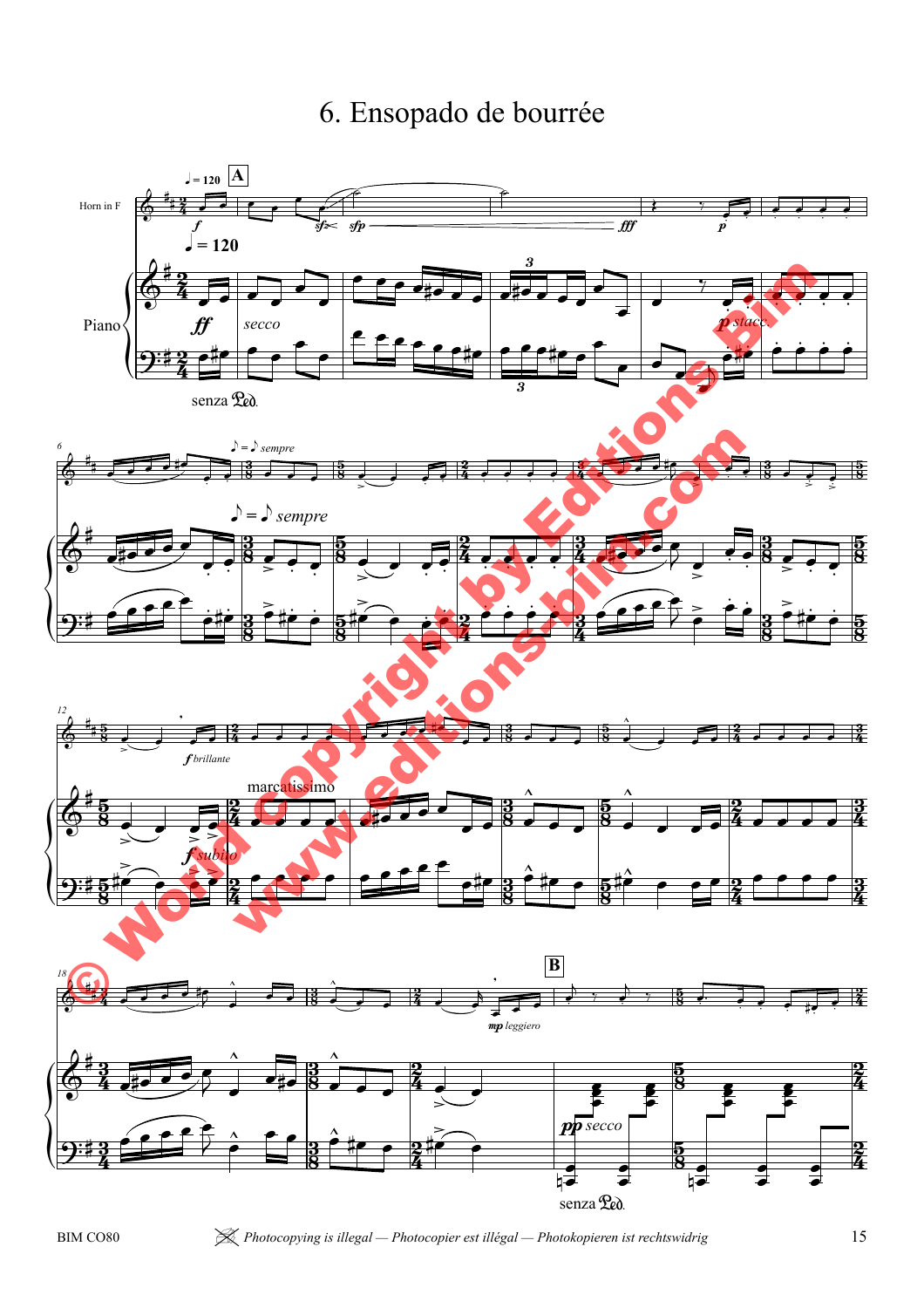# 6. Ensopado de bourrée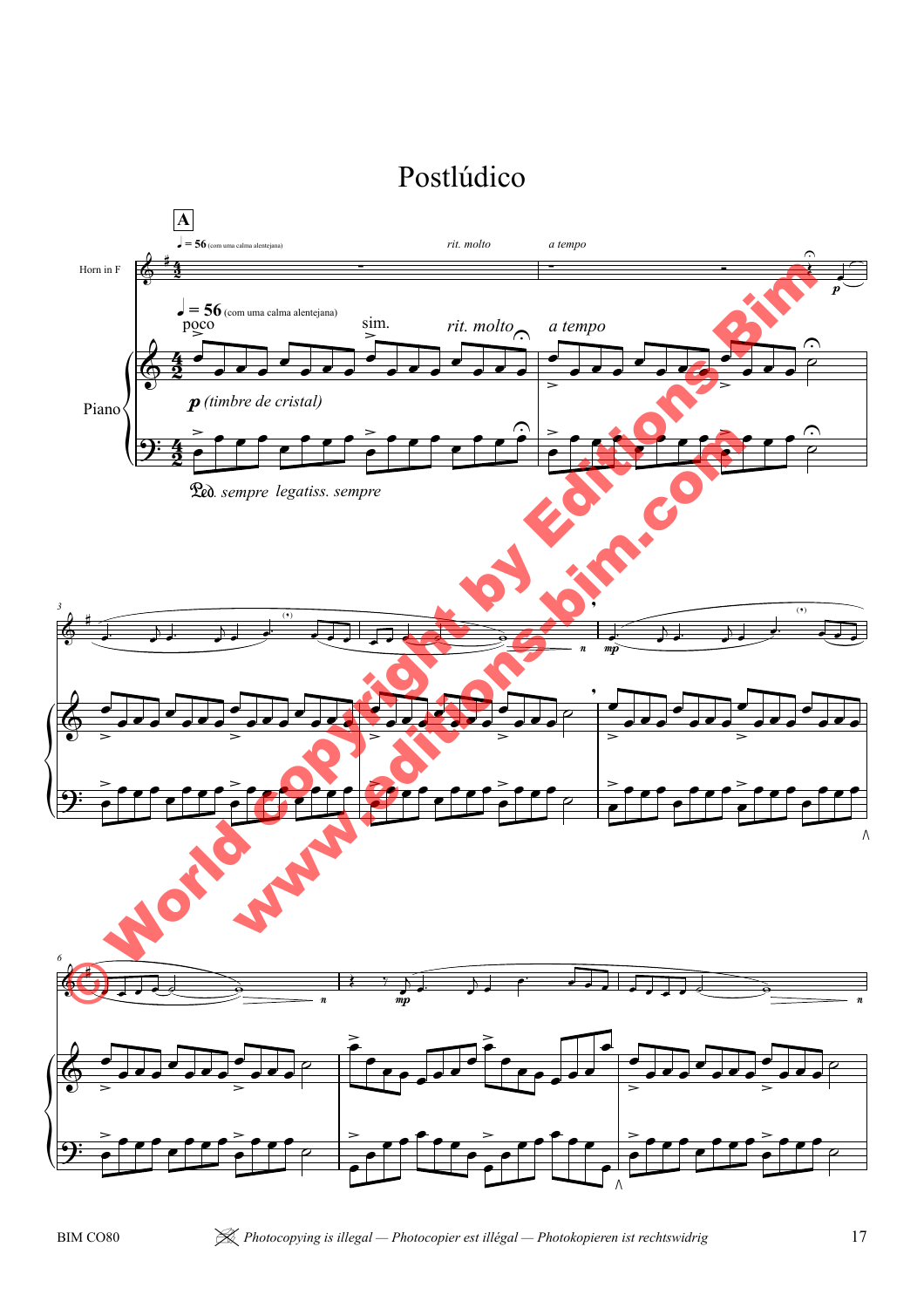# Postlúdico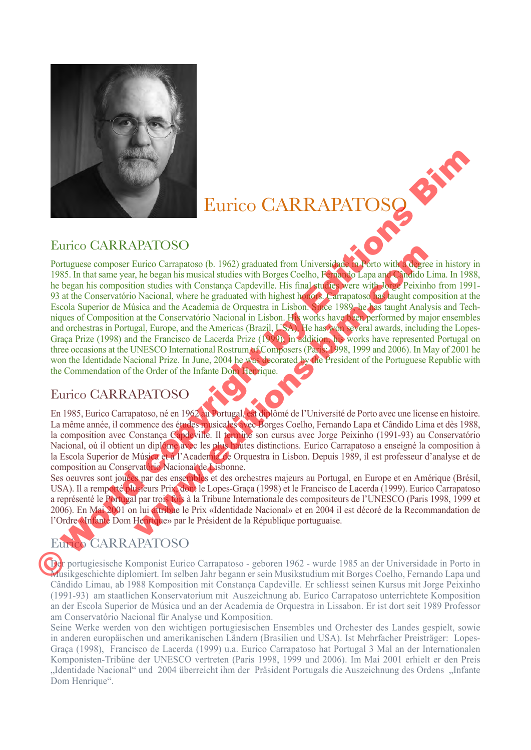# Eurico CARRAPATOSO

## Eurico CARRAPATOSO

Portuguese composer Eurico Carrapatoso (b. 1962) graduated from Universidade in Porto with a degree in history in 1985. In that same year, he began his musical studies with Borges Coelho, Fernando Lapa and Cândido Lima. In 1988, he began his composition studies with Constança Capdeville. His final studies were with Jorge Peixinho from 1991-93 at the Conservatório Nacional, where he graduated with highest honors. Carrapatoso has taught composition at the Escola Superior de Música and the Academia de Orquestra in Lisbon. Since 1989, he has taught Analysis and Techniques of Composition at the Conservatório Nacional in Lisbon. His works have been performed by major ensembles and orchestras in Portugal, Europe, and the Americas (Brazil, USA). He has won several awards, including the Lopes-Graça Prize (1998) and the Francisco de Lacerda Prize (1999). In addition, his works have represented Portugal on three occasions at the UNESCO International Rostrum of Composers (Paris, 1998, 1999 and 2006). In May of 2001 he won the Identidade Nacional Prize. In June, 2004 he was decorated by the President of the Portuguese Republic with the Commendation of the Order of the Infante Dom Henrique.

## Eurico CARRAPATOSO

En 1985, Eurico Carrapatoso, né en 1962 au Portugal, est diplômé de l'Université de Porto avec une license en histoire. La même année, il commence des études musicales avec Borges Coelho, Fernando Lapa et Cândido Lima et dès 1988, la composition avec Constança Capdeville. Il termine son cursus avec Jorge Peixinho (1991-93) au Conservatório Nacional, où il obtient un diplôme avec les plus hautes distinctions. Eurico Carrapatoso a enseigné la composition à la Escola Superior de Música et à l'Academia de Orquestra in Lisbon. Depuis 1989, il est professeur d'analyse et de composition au Conservatório Nacional de Lisbonne.

Ses oeuvres sont jouées par des ensembles et des orchestres majeurs au Portugal, en Europe et en Amérique (Brésil, USA). Il a remporté plusieurs Prix, dont le Lopes-Graça (1998) et le Francisco de Lacerda (1999). Eurico Carrapatoso a représenté le Portugal par trois fois à la Tribune Internationale des compositeurs de l'UNESCO (Paris 1998, 1999 et 2006). En Mai 2001 on lui attribue le Prix «Identidade Nacional» et en 2004 il est décoré de la Recommandation de l'Ordre «Infante Dom Henrique» par le Président de la République portuguaise.

## Eurico CARRAPATOSO

Der portugiesische Komponist Eurico Carrapatoso - geboren 1962 - wurde 1985 an der Universidade in Porto in Musikgeschichte diplomiert. Im selben Jahr begann er sein Musikstudium mit Borges Coelho, Fernando Lapa und Cândido Limau, ab 1988 Komposition mit Constança Capdeville. Er schliesst seinen Kursus mit Jorge Peixinho (1991-93) am staatlichen Konservatorium mit Auszeichnung ab. Eurico Carrapatoso unterrichtete Komposition an der Escola Superior de Música und an der Academia de Orquestra in Lissabon. Er ist dort seit 1989 Professor am Conservatório Nacional für Analyse und Komposition.

Seine Werke werden von den wichtigen portugiesischen Ensembles und Orchester des Landes gespielt, sowie in anderen europäischen und amerikanischen Ländern (Brasilien und USA). Ist Mehrfacher Preisträger: Lopes-Graça (1998), Francisco de Lacerda (1999) u.a. Eurico Carrapatoso hat Portugal 3 Mal an der Internationalen Komponisten-Tribüne der UNESCO vertreten (Paris 1998, 1999 und 2006). Im Mai 2001 erhielt er den Preis „Identidade Nacional" und 2004 überreicht ihm der Präsident Portugals die Auszeichnung des Ordens „Infante Dom Henrique".